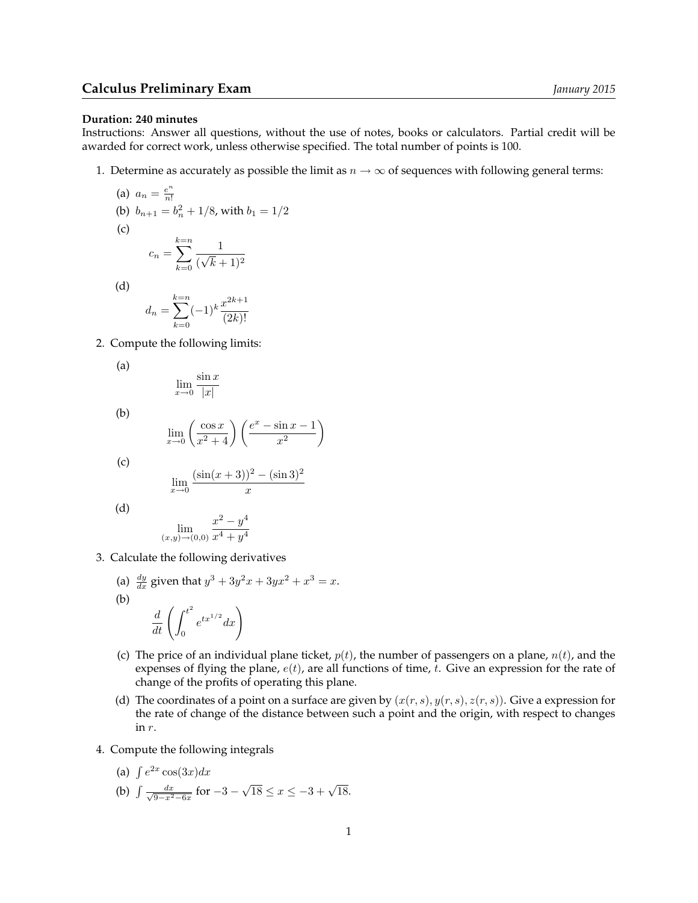## Calculus Preliminary Exam

*January 2015*

**Duration: 240 minutes**

Instructions: Answer all questions, without the use of notes, books or calculators. Partial credit will be awarded for correct work, unless otherwise specified. The total number of points is 100.

1. Determine as accurately as possible the limit as $n \to \infty$ of sequences with following general terms:

   (a) $a_n = \frac{e^n}{n!}$

   (b) $b_{n+1} = b_n^2 + 1/8$, with $b_1 = 1/2$

   (c)
   $$c_n = \sum_{k=0}^{k=n} \frac{1}{(\sqrt{k}+1)^2}$$

   (d)
   $$d_n = \sum_{k=0}^{k=n} (-1)^k \frac{x^{2k+1}}{(2k)!}$$

2. Compute the following limits:

   (a)
   $$\lim_{x \to 0} \frac{\sin x}{|x|}$$

   (b)
   $$\lim_{x \to 0} \left( \frac{\cos x}{x^2 + 4} \right) \left( \frac{e^x - \sin x - 1}{x^2} \right)$$

   (c)
   $$\lim_{x \to 0} \frac{(\sin(x+3))^2 - (\sin 3)^2}{x}$$

   (d)
   $$\lim_{(x,y) \to (0,0)} \frac{x^2 - y^4}{x^4 + y^4}$$

3. Calculate the following derivatives

   (a) $\frac{dy}{dx}$ given that $y^3 + 3y^2x + 3yx^2 + x^3 = x$.

   (b)
   $$\frac{d}{dt}\left( \int_0^{t^2} e^{tx^{1/2}} dx \right)$$

   (c) The price of an individual plane ticket, $p(t)$, the number of passengers on a plane, $n(t)$, and the expenses of flying the plane, $e(t)$, are all functions of time, $t$. Give an expression for the rate of change of the profits of operating this plane.

   (d) The coordinates of a point on a surface are given by $(x(r,s), y(r,s), z(r,s))$. Give a expression for the rate of change of the distance between such a point and the origin, with respect to changes in $r$.

4. Compute the following integrals

   (a) $\int e^{2x} \cos(3x) dx$

   (b) $\int \frac{dx}{\sqrt{9 - x^2 - 6x}}$ for $-3 - \sqrt{18} \leq x \leq -3 + \sqrt{18}$.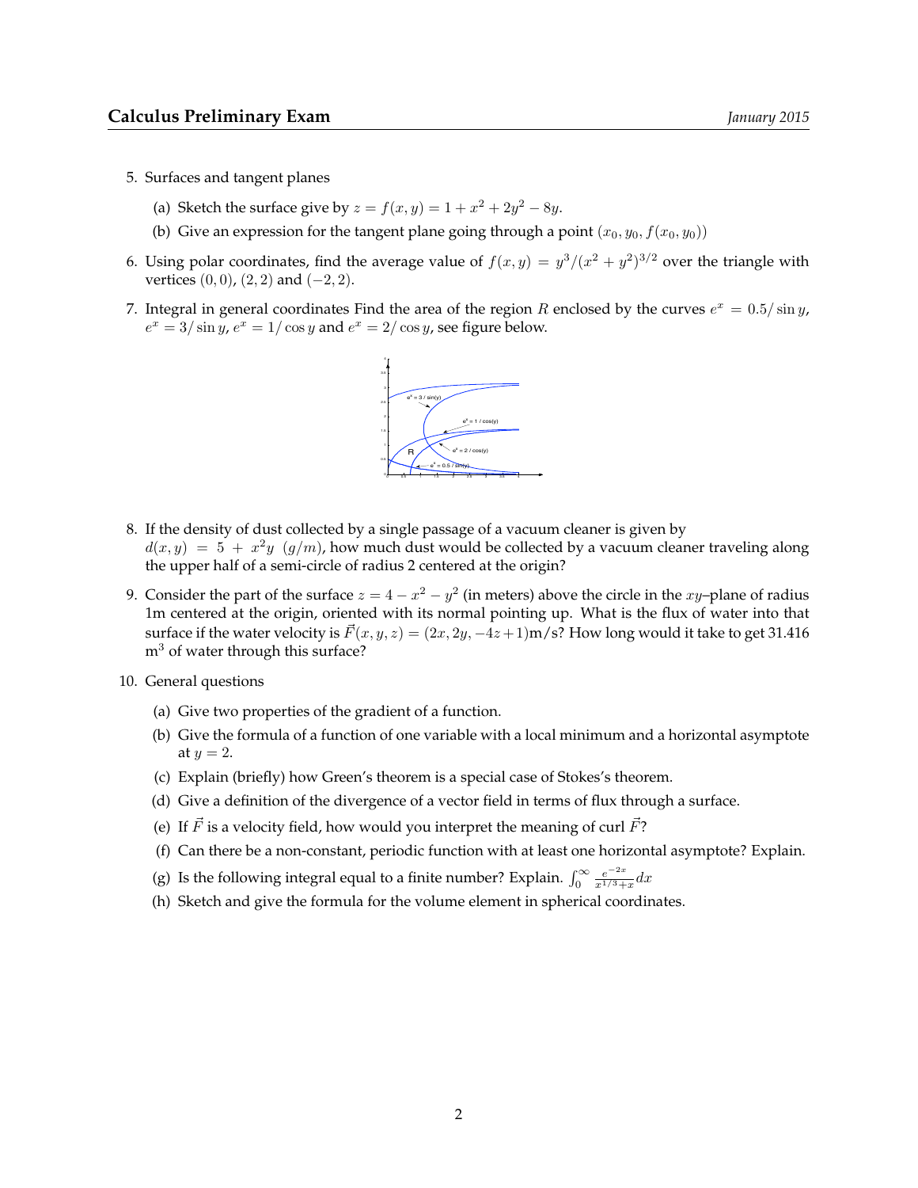5. Surfaces and tangent planes

   (a) Sketch the surface give by $z = f(x, y) = 1 + x^2 + 2y^2 - 8y$.

   (b) Give an expression for the tangent plane going through a point $(x_0, y_0, f(x_0, y_0))$

6. Using polar coordinates, find the average value of $f(x, y) = y^3/(x^2 + y^2)^{3/2}$ over the triangle with vertices $(0, 0)$, $(2, 2)$ and $(-2, 2)$.

7. Integral in general coordinates Find the area of the region $R$ enclosed by the curves $e^x = 0.5/\sin y$, $e^x = 3/\sin y$, $e^x = 1/\cos y$ and $e^x = 2/\cos y$, see figure below.

   $e^x = 3 / \sin(y)$

   $e^x = 1 / \cos(y)$

   R

   $e^x = 2 / \cos(y)$

   $e^x = 0.5 / \sin(y)$

8. If the density of dust collected by a single passage of a vacuum cleaner is given by $d(x, y) = 5 + x^2 y$ $(g/m)$, how much dust would be collected by a vacuum cleaner traveling along the upper half of a semi-circle of radius 2 centered at the origin?

9. Consider the part of the surface $z = 4 - x^2 - y^2$ (in meters) above the circle in the $xy$–plane of radius 1m centered at the origin, oriented with its normal pointing up. What is the flux of water into that surface if the water velocity is $\vec{F}(x, y, z) = (2x, 2y, -4z + 1)$m/s? How long would it take to get 31.416 m$^3$ of water through this surface?

10. General questions

    (a) Give two properties of the gradient of a function.

    (b) Give the formula of a function of one variable with a local minimum and a horizontal asymptote at $y = 2$.

    (c) Explain (briefly) how Green's theorem is a special case of Stokes's theorem.

    (d) Give a definition of the divergence of a vector field in terms of flux through a surface.

    (e) If $\vec{F}$ is a velocity field, how would you interpret the meaning of curl $\vec{F}$?

    (f) Can there be a non-constant, periodic function with at least one horizontal asymptote? Explain.

    (g) Is the following integral equal to a finite number? Explain. $\int_0^\infty \frac{e^{-2x}}{x^{1/3} + x} dx$

    (h) Sketch and give the formula for the volume element in spherical coordinates.